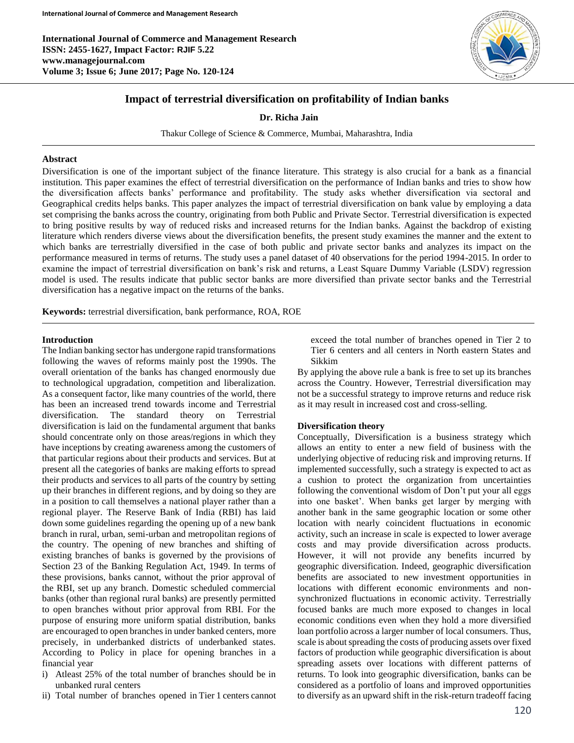International Journal of Commerce and Management Research
ISSN: 2455-1627, Impact Factor: RJIF 5.22
www.managejournal.com
Volume 3; Issue 6; June 2017; Page No. 120-124

# Impact of terrestrial diversification on profitability of Indian banks

**Dr. Richa Jain**

Thakur College of Science & Commerce, Mumbai, Maharashtra, India

## Abstract

Diversification is one of the important subject of the finance literature. This strategy is also crucial for a bank as a financial institution. This paper examines the effect of terrestrial diversification on the performance of Indian banks and tries to show how the diversification affects banks' performance and profitability. The study asks whether diversification via sectoral and Geographical credits helps banks. This paper analyzes the impact of terrestrial diversification on bank value by employing a data set comprising the banks across the country, originating from both Public and Private Sector. Terrestrial diversification is expected to bring positive results by way of reduced risks and increased returns for the Indian banks. Against the backdrop of existing literature which renders diverse views about the diversification benefits, the present study examines the manner and the extent to which banks are terrestrially diversified in the case of both public and private sector banks and analyzes its impact on the performance measured in terms of returns. The study uses a panel dataset of 40 observations for the period 1994-2015. In order to examine the impact of terrestrial diversification on bank's risk and returns, a Least Square Dummy Variable (LSDV) regression model is used. The results indicate that public sector banks are more diversified than private sector banks and the Terrestrial diversification has a negative impact on the returns of the banks.

**Keywords:** terrestrial diversification, bank performance, ROA, ROE

## Introduction

The Indian banking sector has undergone rapid transformations following the waves of reforms mainly post the 1990s. The overall orientation of the banks has changed enormously due to technological upgradation, competition and liberalization. As a consequent factor, like many countries of the world, there has been an increased trend towards income and Terrestrial diversification. The standard theory on Terrestrial diversification is laid on the fundamental argument that banks should concentrate only on those areas/regions in which they have inceptions by creating awareness among the customers of that particular regions about their products and services. But at present all the categories of banks are making efforts to spread their products and services to all parts of the country by setting up their branches in different regions, and by doing so they are in a position to call themselves a national player rather than a regional player. The Reserve Bank of India (RBI) has laid down some guidelines regarding the opening up of a new bank branch in rural, urban, semi-urban and metropolitan regions of the country. The opening of new branches and shifting of existing branches of banks is governed by the provisions of Section 23 of the Banking Regulation Act, 1949. In terms of these provisions, banks cannot, without the prior approval of the RBI, set up any branch. Domestic scheduled commercial banks (other than regional rural banks) are presently permitted to open branches without prior approval from RBI. For the purpose of ensuring more uniform spatial distribution, banks are encouraged to open branches in under banked centers, more precisely, in underbanked districts of underbanked states. According to Policy in place for opening branches in a financial year

i) Atleast 25% of the total number of branches should be in unbanked rural centers
ii) Total number of branches opened in Tier 1 centers cannot exceed the total number of branches opened in Tier 2 to Tier 6 centers and all centers in North eastern States and Sikkim

By applying the above rule a bank is free to set up its branches across the Country. However, Terrestrial diversification may not be a successful strategy to improve returns and reduce risk as it may result in increased cost and cross-selling.

## Diversification theory

Conceptually, Diversification is a business strategy which allows an entity to enter a new field of business with the underlying objective of reducing risk and improving returns. If implemented successfully, such a strategy is expected to act as a cushion to protect the organization from uncertainties following the conventional wisdom of Don't put your all eggs into one basket'. When banks get larger by merging with another bank in the same geographic location or some other location with nearly coincident fluctuations in economic activity, such an increase in scale is expected to lower average costs and may provide diversification across products. However, it will not provide any benefits incurred by geographic diversification. Indeed, geographic diversification benefits are associated to new investment opportunities in locations with different economic environments and non-synchronized fluctuations in economic activity. Terrestrially focused banks are much more exposed to changes in local economic conditions even when they hold a more diversified loan portfolio across a larger number of local consumers. Thus, scale is about spreading the costs of producing assets over fixed factors of production while geographic diversification is about spreading assets over locations with different patterns of returns. To look into geographic diversification, banks can be considered as a portfolio of loans and improved opportunities to diversify as an upward shift in the risk-return tradeoff facing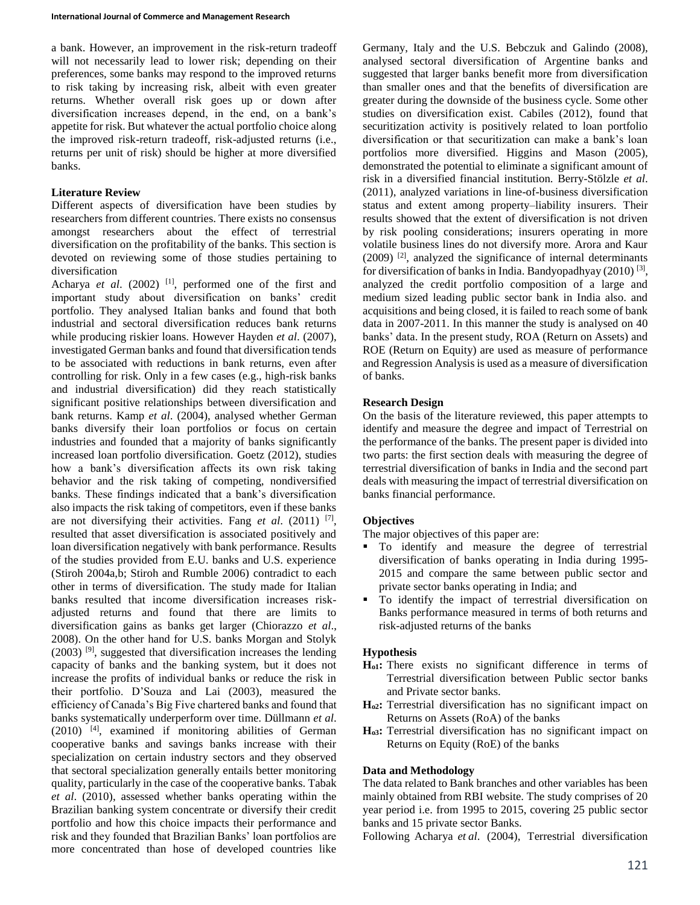a bank. However, an improvement in the risk-return tradeoff will not necessarily lead to lower risk; depending on their preferences, some banks may respond to the improved returns to risk taking by increasing risk, albeit with even greater returns. Whether overall risk goes up or down after diversification increases depend, in the end, on a bank's appetite for risk. But whatever the actual portfolio choice along the improved risk-return tradeoff, risk-adjusted returns (i.e., returns per unit of risk) should be higher at more diversified banks.

### Literature Review

Different aspects of diversification have been studies by researchers from different countries. There exists no consensus amongst researchers about the effect of terrestrial diversification on the profitability of the banks. This section is devoted on reviewing some of those studies pertaining to diversification

Acharya *et al*. (2002) [1], performed one of the first and important study about diversification on banks' credit portfolio. They analysed Italian banks and found that both industrial and sectoral diversification reduces bank returns while producing riskier loans. However Hayden *et al*. (2007), investigated German banks and found that diversification tends to be associated with reductions in bank returns, even after controlling for risk. Only in a few cases (e.g., high-risk banks and industrial diversification) did they reach statistically significant positive relationships between diversification and bank returns. Kamp *et al*. (2004), analysed whether German banks diversify their loan portfolios or focus on certain industries and founded that a majority of banks significantly increased loan portfolio diversification. Goetz (2012), studies how a bank's diversification affects its own risk taking behavior and the risk taking of competing, nondiversified banks. These findings indicated that a bank's diversification also impacts the risk taking of competitors, even if these banks are not diversifying their activities. Fang *et al*. (2011) [7], resulted that asset diversification is associated positively and loan diversification negatively with bank performance. Results of the studies provided from E.U. banks and U.S. experience (Stiroh 2004a,b; Stiroh and Rumble 2006) contradict to each other in terms of diversification. The study made for Italian banks resulted that income diversification increases risk-adjusted returns and that there are limits to diversification gains as banks get larger (Chiorazzo *et al*., 2008). On the other hand for U.S. banks Morgan and Stolyk (2003) [9], suggested that diversification increases the lending capacity of banks and the banking system, but it does not increase the profits of individual banks or reduce the risk in their portfolio. D'Souza and Lai (2003), measured the efficiency of Canada's Big Five chartered banks and found that banks systematically underperform over time. Düllmann *et al*. (2010) [4], examined if monitoring abilities of German cooperative banks and savings banks increase with their specialization on certain industry sectors and they observed that sectoral specialization generally entails better monitoring quality, particularly in the case of the cooperative banks. Tabak *et al*. (2010), assessed whether banks operating within the Brazilian banking system concentrate or diversify their credit portfolio and how this choice impacts their performance and risk and they founded that Brazilian Banks' loan portfolios are more concentrated than hose of developed countries like Germany, Italy and the U.S. Bebczuk and Galindo (2008), analysed sectoral diversification of Argentine banks and suggested that larger banks benefit more from diversification than smaller ones and that the benefits of diversification are greater during the downside of the business cycle. Some other studies on diversification exist. Cabiles (2012), found that securitization activity is positively related to loan portfolio diversification or that securitization can make a bank's loan portfolios more diversified. Higgins and Mason (2005), demonstrated the potential to eliminate a significant amount of risk in a diversified financial institution. Berry-Stölzle *et al*. (2011), analyzed variations in line-of-business diversification status and extent among property–liability insurers. Their results showed that the extent of diversification is not driven by risk pooling considerations; insurers operating in more volatile business lines do not diversify more. Arora and Kaur (2009) [2], analyzed the significance of internal determinants for diversification of banks in India. Bandyopadhyay (2010) [3], analyzed the credit portfolio composition of a large and medium sized leading public sector bank in India also. and acquisitions and being closed, it is failed to reach some of bank data in 2007-2011. In this manner the study is analysed on 40 banks' data. In the present study, ROA (Return on Assets) and ROE (Return on Equity) are used as measure of performance and Regression Analysis is used as a measure of diversification of banks.

### Research Design

On the basis of the literature reviewed, this paper attempts to identify and measure the degree and impact of Terrestrial on the performance of the banks. The present paper is divided into two parts: the first section deals with measuring the degree of terrestrial diversification of banks in India and the second part deals with measuring the impact of terrestrial diversification on banks financial performance.

### Objectives

The major objectives of this paper are:

- To identify and measure the degree of terrestrial diversification of banks operating in India during 1995-2015 and compare the same between public sector and private sector banks operating in India; and
- To identify the impact of terrestrial diversification on Banks performance measured in terms of both returns and risk-adjusted returns of the banks

### Hypothesis

**$H_{o1}$:** There exists no significant difference in terms of Terrestrial diversification between Public sector banks and Private sector banks.

**$H_{o2}$:** Terrestrial diversification has no significant impact on Returns on Assets (RoA) of the banks

**$H_{o3}$:** Terrestrial diversification has no significant impact on Returns on Equity (RoE) of the banks

### Data and Methodology

The data related to Bank branches and other variables has been mainly obtained from RBI website. The study comprises of 20 year period i.e. from 1995 to 2015, covering 25 public sector banks and 15 private sector Banks.

Following Acharya *et al*. (2004), Terrestrial diversification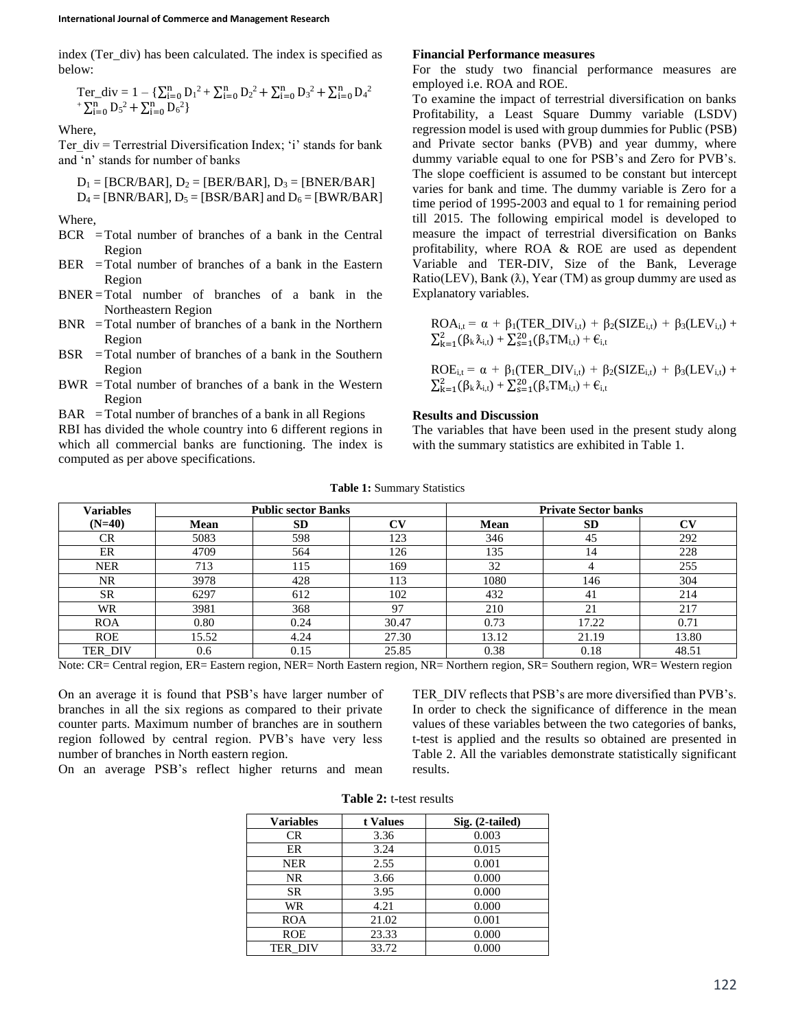index (Ter_div) has been calculated. The index is specified as below:

$$\text{Ter\_div} = 1 - \{\sum_{i=0}^{n} D_1^2 + \sum_{i=0}^{n} D_2^2 + \sum_{i=0}^{n} D_3^2 + \sum_{i=0}^{n} D_4^2 + \sum_{i=0}^{n} D_5^2 + \sum_{i=0}^{n} D_6^2\}$$

Where,

Ter_div = Terrestrial Diversification Index; 'i' stands for bank and 'n' stands for number of banks

$D_1$ = [BCR/BAR], $D_2$ = [BER/BAR], $D_3$ = [BNER/BAR]
$D_4$ = [BNR/BAR], $D_5$ = [BSR/BAR] and $D_6$ = [BWR/BAR]

Where,

- BCR = Total number of branches of a bank in the Central Region
- BER = Total number of branches of a bank in the Eastern Region
- BNER = Total number of branches of a bank in the Northeastern Region
- BNR = Total number of branches of a bank in the Northern Region
- BSR = Total number of branches of a bank in the Southern Region
- BWR = Total number of branches of a bank in the Western Region
- BAR = Total number of branches of a bank in all Regions

RBI has divided the whole country into 6 different regions in which all commercial banks are functioning. The index is computed as per above specifications.

**Financial Performance measures**

For the study two financial performance measures are employed i.e. ROA and ROE.

To examine the impact of terrestrial diversification on banks Profitability, a Least Square Dummy variable (LSDV) regression model is used with group dummies for Public (PSB) and Private sector banks (PVB) and year dummy, where dummy variable equal to one for PSB's and Zero for PVB's. The slope coefficient is assumed to be constant but intercept varies for bank and time. The dummy variable is Zero for a time period of 1995-2003 and equal to 1 for remaining period till 2015. The following empirical model is developed to measure the impact of terrestrial diversification on Banks profitability, where ROA & ROE are used as dependent Variable and TER-DIV, Size of the Bank, Leverage Ratio(LEV), Bank (λ), Year (TM) as group dummy are used as Explanatory variables.

$$ROA_{i,t} = \alpha + \beta_1(TER\_DIV_{i,t}) + \beta_2(SIZE_{i,t}) + \beta_3(LEV_{i,t}) + \sum_{k=1}^{2}(\beta_k \lambda_{i,t}) + \sum_{s=1}^{20}(\beta_s TM_{i,t}) + \epsilon_{i,t}$$

$$ROE_{i,t} = \alpha + \beta_1(TER\_DIV_{i,t}) + \beta_2(SIZE_{i,t}) + \beta_3(LEV_{i,t}) + \sum_{k=1}^{2}(\beta_k \lambda_{i,t}) + \sum_{s=1}^{20}(\beta_s TM_{i,t}) + \epsilon_{i,t}$$

**Results and Discussion**

The variables that have been used in the present study along with the summary statistics are exhibited in Table 1.

**Table 1:** Summary Statistics

| Variables (N=40) | Public sector Banks | | | Private Sector banks | | |
|---|---|---|---|---|---|---|
| | Mean | SD | CV | Mean | SD | CV |
| CR | 5083 | 598 | 123 | 346 | 45 | 292 |
| ER | 4709 | 564 | 126 | 135 | 14 | 228 |
| NER | 713 | 115 | 169 | 32 | 4 | 255 |
| NR | 3978 | 428 | 113 | 1080 | 146 | 304 |
| SR | 6297 | 612 | 102 | 432 | 41 | 214 |
| WR | 3981 | 368 | 97 | 210 | 21 | 217 |
| ROA | 0.80 | 0.24 | 30.47 | 0.73 | 17.22 | 0.71 |
| ROE | 15.52 | 4.24 | 27.30 | 13.12 | 21.19 | 13.80 |
| TER_DIV | 0.6 | 0.15 | 25.85 | 0.38 | 0.18 | 48.51 |

Note: CR= Central region, ER= Eastern region, NER= North Eastern region, NR= Northern region, SR= Southern region, WR= Western region

On an average it is found that PSB's have larger number of branches in all the six regions as compared to their private counter parts. Maximum number of branches are in southern region followed by central region. PVB's have very less number of branches in North eastern region.

On an average PSB's reflect higher returns and mean TER_DIV reflects that PSB's are more diversified than PVB's. In order to check the significance of difference in the mean values of these variables between the two categories of banks, t-test is applied and the results so obtained are presented in Table 2. All the variables demonstrate statistically significant results.

**Table 2:** t-test results

| Variables | t Values | Sig. (2-tailed) |
|---|---|---|
| CR | 3.36 | 0.003 |
| ER | 3.24 | 0.015 |
| NER | 2.55 | 0.001 |
| NR | 3.66 | 0.000 |
| SR | 3.95 | 0.000 |
| WR | 4.21 | 0.000 |
| ROA | 21.02 | 0.001 |
| ROE | 23.33 | 0.000 |
| TER_DIV | 33.72 | 0.000 |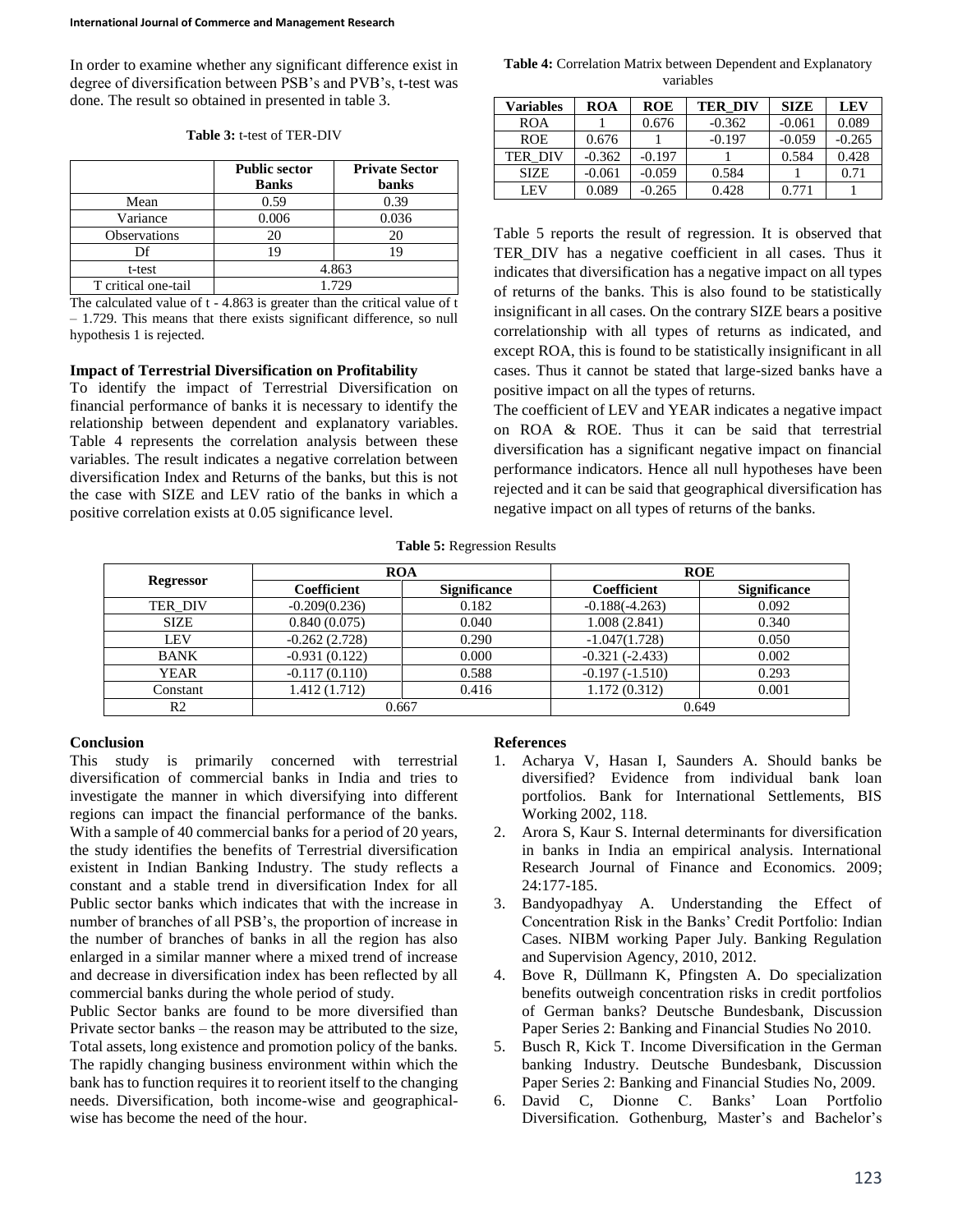In order to examine whether any significant difference exist in degree of diversification between PSB's and PVB's, t-test was done. The result so obtained in presented in table 3.

**Table 3:** t-test of TER-DIV

| | Public sector Banks | Private Sector banks |
|---|---|---|
| Mean | 0.59 | 0.39 |
| Variance | 0.006 | 0.036 |
| Observations | 20 | 20 |
| Df | 19 | 19 |
| t-test | 4.863 | |
| T critical one-tail | 1.729 | |

The calculated value of t - 4.863 is greater than the critical value of t – 1.729. This means that there exists significant difference, so null hypothesis 1 is rejected.

### Impact of Terrestrial Diversification on Profitability

To identify the impact of Terrestrial Diversification on financial performance of banks it is necessary to identify the relationship between dependent and explanatory variables. Table 4 represents the correlation analysis between these variables. The result indicates a negative correlation between diversification Index and Returns of the banks, but this is not the case with SIZE and LEV ratio of the banks in which a positive correlation exists at 0.05 significance level.

**Table 4:** Correlation Matrix between Dependent and Explanatory variables

| Variables | ROA | ROE | TER_DIV | SIZE | LEV |
|---|---|---|---|---|---|
| ROA | 1 | 0.676 | -0.362 | -0.061 | 0.089 |
| ROE | 0.676 | 1 | -0.197 | -0.059 | -0.265 |
| TER_DIV | -0.362 | -0.197 | 1 | 0.584 | 0.428 |
| SIZE | -0.061 | -0.059 | 0.584 | 1 | 0.71 |
| LEV | 0.089 | -0.265 | 0.428 | 0.771 | 1 |

Table 5 reports the result of regression. It is observed that TER_DIV has a negative coefficient in all cases. Thus it indicates that diversification has a negative impact on all types of returns of the banks. This is also found to be statistically insignificant in all cases. On the contrary SIZE bears a positive correlationship with all types of returns as indicated, and except ROA, this is found to be statistically insignificant in all cases. Thus it cannot be stated that large-sized banks have a positive impact on all the types of returns.

The coefficient of LEV and YEAR indicates a negative impact on ROA & ROE. Thus it can be said that terrestrial diversification has a significant negative impact on financial performance indicators. Hence all null hypotheses have been rejected and it can be said that geographical diversification has negative impact on all types of returns of the banks.

**Table 5:** Regression Results

| Regressor | ROA | | ROE | |
|---|---|---|---|---|
| | Coefficient | Significance | Coefficient | Significance |
| TER_DIV | -0.209(0.236) | 0.182 | -0.188(-4.263) | 0.092 |
| SIZE | 0.840 (0.075) | 0.040 | 1.008 (2.841) | 0.340 |
| LEV | -0.262 (2.728) | 0.290 | -1.047(1.728) | 0.050 |
| BANK | -0.931 (0.122) | 0.000 | -0.321 (-2.433) | 0.002 |
| YEAR | -0.117 (0.110) | 0.588 | -0.197 (-1.510) | 0.293 |
| Constant | 1.412 (1.712) | 0.416 | 1.172 (0.312) | 0.001 |
| R2 | 0.667 | | 0.649 | |

### Conclusion

This study is primarily concerned with terrestrial diversification of commercial banks in India and tries to investigate the manner in which diversifying into different regions can impact the financial performance of the banks. With a sample of 40 commercial banks for a period of 20 years, the study identifies the benefits of Terrestrial diversification existent in Indian Banking Industry. The study reflects a constant and a stable trend in diversification Index for all Public sector banks which indicates that with the increase in number of branches of all PSB's, the proportion of increase in the number of branches of banks in all the region has also enlarged in a similar manner where a mixed trend of increase and decrease in diversification index has been reflected by all commercial banks during the whole period of study.

Public Sector banks are found to be more diversified than Private sector banks – the reason may be attributed to the size, Total assets, long existence and promotion policy of the banks. The rapidly changing business environment within which the bank has to function requires it to reorient itself to the changing needs. Diversification, both income-wise and geographical-wise has become the need of the hour.

### References

1. Acharya V, Hasan I, Saunders A. Should banks be diversified? Evidence from individual bank loan portfolios. Bank for International Settlements, BIS Working 2002, 118.
2. Arora S, Kaur S. Internal determinants for diversification in banks in India an empirical analysis. International Research Journal of Finance and Economics. 2009; 24:177-185.
3. Bandyopadhyay A. Understanding the Effect of Concentration Risk in the Banks' Credit Portfolio: Indian Cases. NIBM working Paper July. Banking Regulation and Supervision Agency, 2010, 2012.
4. Bove R, Düllmann K, Pfingsten A. Do specialization benefits outweigh concentration risks in credit portfolios of German banks? Deutsche Bundesbank, Discussion Paper Series 2: Banking and Financial Studies No 2010.
5. Busch R, Kick T. Income Diversification in the German banking Industry. Deutsche Bundesbank, Discussion Paper Series 2: Banking and Financial Studies No, 2009.
6. David C, Dionne C. Banks' Loan Portfolio Diversification. Gothenburg, Master's and Bachelor's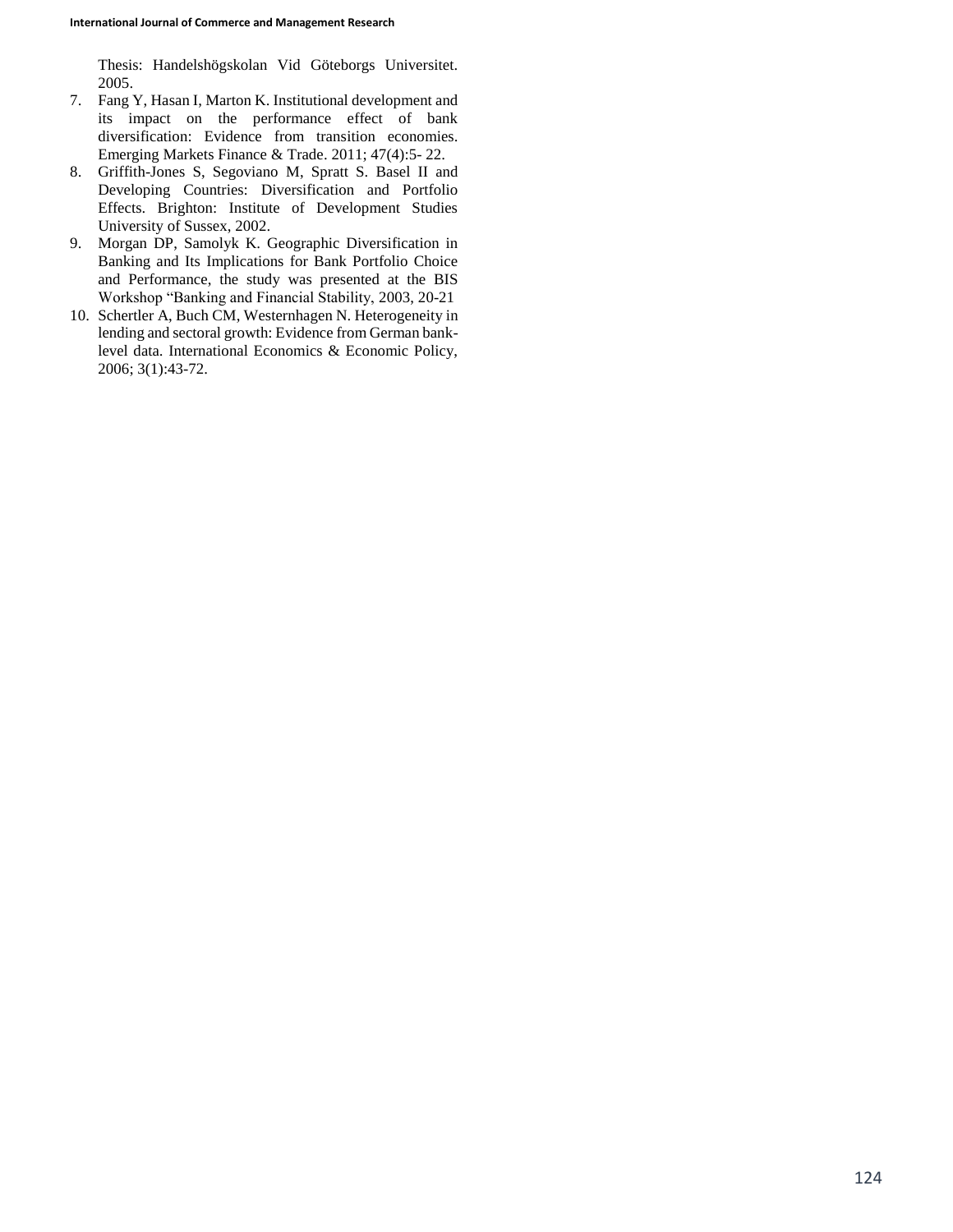Thesis: Handelshögskolan Vid Göteborgs Universitet. 2005.

7. Fang Y, Hasan I, Marton K. Institutional development and its impact on the performance effect of bank diversification: Evidence from transition economies. Emerging Markets Finance & Trade. 2011; 47(4):5- 22.
8. Griffith-Jones S, Segoviano M, Spratt S. Basel II and Developing Countries: Diversification and Portfolio Effects. Brighton: Institute of Development Studies University of Sussex, 2002.
9. Morgan DP, Samolyk K. Geographic Diversification in Banking and Its Implications for Bank Portfolio Choice and Performance, the study was presented at the BIS Workshop "Banking and Financial Stability, 2003, 20-21
10. Schertler A, Buch CM, Westernhagen N. Heterogeneity in lending and sectoral growth: Evidence from German bank-level data. International Economics & Economic Policy, 2006; 3(1):43-72.